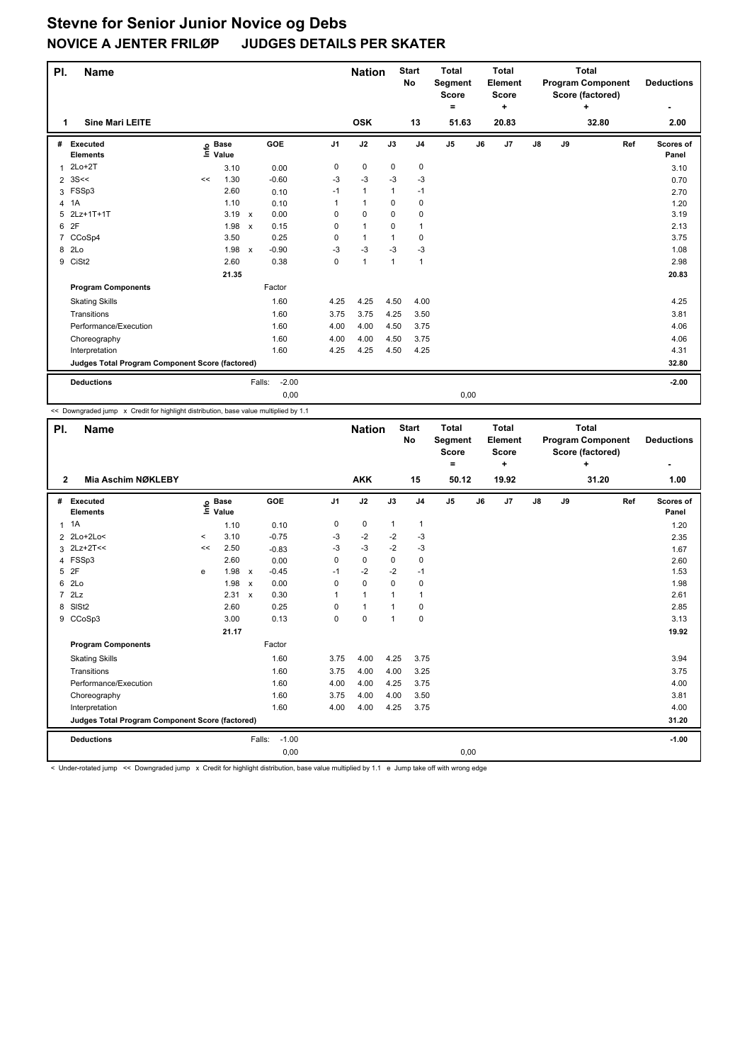# Stevne for Senior Junior Novice og Debs

## NOVICE A JENTER FRILØP JUDGES DETAILS PER SKATER

| Pl. | Name | Nation | Start No | Total Segment Score = | Total Element Score + | Total Program Component Score (factored) + | Deductions - |
|---|---|---|---|---|---|---|---|
| 1 | Sine Mari LEITE | OSK | 13 | 51.63 | 20.83 | 32.80 | 2.00 |

| # | Executed Elements | Info | Base Value | | GOE | J1 | J2 | J3 | J4 | J5 | J6 | J7 | J8 | J9 | Ref | Scores of Panel |
|---|---|---|---|---|---|---|---|---|---|---|---|---|---|---|---|---|
| 1 | 2Lo+2T | | 3.10 | | 0.00 | 0 | 0 | 0 | 0 | | | | | | | 3.10 |
| 2 | 3S<< | << | 1.30 | | -0.60 | -3 | -3 | -3 | -3 | | | | | | | 0.70 |
| 3 | FSSp3 | | 2.60 | | 0.10 | -1 | 1 | 1 | -1 | | | | | | | 2.70 |
| 4 | 1A | | 1.10 | | 0.10 | 1 | 1 | 0 | 0 | | | | | | | 1.20 |
| 5 | 2Lz+1T+1T | | 3.19 | x | 0.00 | 0 | 0 | 0 | 0 | | | | | | | 3.19 |
| 6 | 2F | | 1.98 | x | 0.15 | 0 | 1 | 0 | 1 | | | | | | | 2.13 |
| 7 | CCoSp4 | | 3.50 | | 0.25 | 0 | 1 | 1 | 0 | | | | | | | 3.75 |
| 8 | 2Lo | | 1.98 | x | -0.90 | -3 | -3 | -3 | -3 | | | | | | | 1.08 |
| 9 | CiSt2 | | 2.60 | | 0.38 | 0 | 1 | 1 | 1 | | | | | | | 2.98 |
| | | | 21.35 | | | | | | | | | | | | | 20.83 |
| | **Program Components** | | | | Factor | | | | | | | | | | | |
| | Skating Skills | | | | 1.60 | 4.25 | 4.25 | 4.50 | 4.00 | | | | | | | 4.25 |
| | Transitions | | | | 1.60 | 3.75 | 3.75 | 4.25 | 3.50 | | | | | | | 3.81 |
| | Performance/Execution | | | | 1.60 | 4.00 | 4.00 | 4.50 | 3.75 | | | | | | | 4.06 |
| | Choreography | | | | 1.60 | 4.00 | 4.00 | 4.50 | 3.75 | | | | | | | 4.06 |
| | Interpretation | | | | 1.60 | 4.25 | 4.25 | 4.50 | 4.25 | | | | | | | 4.31 |
| | **Judges Total Program Component Score (factored)** | | | | | | | | | | | | | | | 32.80 |
| | **Deductions** | | | Falls: | -2.00 | | | | | | | | | | | -2.00 |
| | | | | | 0,00 | | | | | 0,00 | | | | | | |

<< Downgraded jump x Credit for highlight distribution, base value multiplied by 1.1

| Pl. | Name | Nation | Start No | Total Segment Score = | Total Element Score + | Total Program Component Score (factored) + | Deductions - |
|---|---|---|---|---|---|---|---|
| 2 | Mia Aschim NØKLEBY | AKK | 15 | 50.12 | 19.92 | 31.20 | 1.00 |

| # | Executed Elements | Info | Base Value | | GOE | J1 | J2 | J3 | J4 | J5 | J6 | J7 | J8 | J9 | Ref | Scores of Panel |
|---|---|---|---|---|---|---|---|---|---|---|---|---|---|---|---|---|
| 1 | 1A | | 1.10 | | 0.10 | 0 | 0 | 1 | 1 | | | | | | | 1.20 |
| 2 | 2Lo+2Lo< | < | 3.10 | | -0.75 | -3 | -2 | -2 | -3 | | | | | | | 2.35 |
| 3 | 2Lz+2T<< | << | 2.50 | | -0.83 | -3 | -3 | -2 | -3 | | | | | | | 1.67 |
| 4 | FSSp3 | | 2.60 | | 0.00 | 0 | 0 | 0 | 0 | | | | | | | 2.60 |
| 5 | 2F | e | 1.98 | x | -0.45 | -1 | -2 | -2 | -1 | | | | | | | 1.53 |
| 6 | 2Lo | | 1.98 | x | 0.00 | 0 | 0 | 0 | 0 | | | | | | | 1.98 |
| 7 | 2Lz | | 2.31 | x | 0.30 | 1 | 1 | 1 | 1 | | | | | | | 2.61 |
| 8 | SlSt2 | | 2.60 | | 0.25 | 0 | 1 | 1 | 0 | | | | | | | 2.85 |
| 9 | CCoSp3 | | 3.00 | | 0.13 | 0 | 0 | 1 | 0 | | | | | | | 3.13 |
| | | | 21.17 | | | | | | | | | | | | | 19.92 |
| | **Program Components** | | | | Factor | | | | | | | | | | | |
| | Skating Skills | | | | 1.60 | 3.75 | 4.00 | 4.25 | 3.75 | | | | | | | 3.94 |
| | Transitions | | | | 1.60 | 3.75 | 4.00 | 4.00 | 3.25 | | | | | | | 3.75 |
| | Performance/Execution | | | | 1.60 | 4.00 | 4.00 | 4.25 | 3.75 | | | | | | | 4.00 |
| | Choreography | | | | 1.60 | 3.75 | 4.00 | 4.00 | 3.50 | | | | | | | 3.81 |
| | Interpretation | | | | 1.60 | 4.00 | 4.00 | 4.25 | 3.75 | | | | | | | 4.00 |
| | **Judges Total Program Component Score (factored)** | | | | | | | | | | | | | | | 31.20 |
| | **Deductions** | | | Falls: | -1.00 | | | | | | | | | | | -1.00 |
| | | | | | 0,00 | | | | | 0,00 | | | | | | |

< Under-rotated jump << Downgraded jump x Credit for highlight distribution, base value multiplied by 1.1 e Jump take off with wrong edge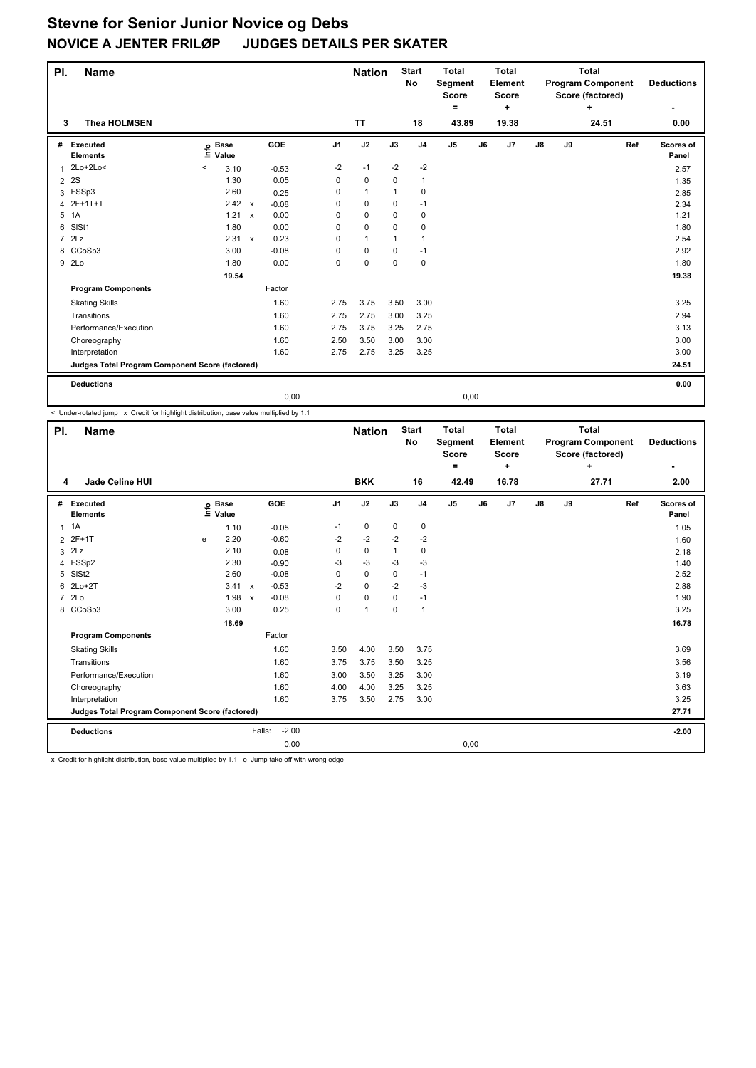# Stevne for Senior Junior Novice og Debs

## NOVICE A JENTER FRILØP JUDGES DETAILS PER SKATER

| Pl. | Name | Nation | Start No | Total Segment Score = | Total Element Score + | Total Program Component Score (factored) + | Deductions - |
|---|---|---|---|---|---|---|---|
| 3 | Thea HOLMSEN | TT | 18 | 43.89 | 19.38 | 24.51 | 0.00 |

| # | Executed Elements | Info | Base Value | | GOE | J1 | J2 | J3 | J4 | J5 | J6 | J7 | J8 | J9 | Ref | Scores of Panel |
|---|---|---|---|---|---|---|---|---|---|---|---|---|---|---|---|---|
| 1 | 2Lo+2Lo< | < | 3.10 | | -0.53 | -2 | -1 | -2 | -2 | | | | | | | 2.57 |
| 2 | 2S | | 1.30 | | 0.05 | 0 | 0 | 0 | 1 | | | | | | | 1.35 |
| 3 | FSSp3 | | 2.60 | | 0.25 | 0 | 1 | 1 | 0 | | | | | | | 2.85 |
| 4 | 2F+1T+T | | 2.42 | x | -0.08 | 0 | 0 | 0 | -1 | | | | | | | 2.34 |
| 5 | 1A | | 1.21 | x | 0.00 | 0 | 0 | 0 | 0 | | | | | | | 1.21 |
| 6 | SlSt1 | | 1.80 | | 0.00 | 0 | 0 | 0 | 0 | | | | | | | 1.80 |
| 7 | 2Lz | | 2.31 | x | 0.23 | 0 | 1 | 1 | 1 | | | | | | | 2.54 |
| 8 | CCoSp3 | | 3.00 | | -0.08 | 0 | 0 | 0 | -1 | | | | | | | 2.92 |
| 9 | 2Lo | | 1.80 | | 0.00 | 0 | 0 | 0 | 0 | | | | | | | 1.80 |
| | | | 19.54 | | | | | | | | | | | | | 19.38 |
| | **Program Components** | | | | Factor | | | | | | | | | | | |
| | Skating Skills | | | | 1.60 | 2.75 | 3.75 | 3.50 | 3.00 | | | | | | | 3.25 |
| | Transitions | | | | 1.60 | 2.75 | 2.75 | 3.00 | 3.25 | | | | | | | 2.94 |
| | Performance/Execution | | | | 1.60 | 2.75 | 3.75 | 3.25 | 2.75 | | | | | | | 3.13 |
| | Choreography | | | | 1.60 | 2.50 | 3.50 | 3.00 | 3.00 | | | | | | | 3.00 |
| | Interpretation | | | | 1.60 | 2.75 | 2.75 | 3.25 | 3.25 | | | | | | | 3.00 |
| | **Judges Total Program Component Score (factored)** | | | | | | | | | | | | | | | 24.51 |
| | **Deductions** | | | | | | | | | | | | | | | 0.00 |
| | | | | | 0,00 | | | | | 0,00 | | | | | | |

< Under-rotated jump x Credit for highlight distribution, base value multiplied by 1.1

| Pl. | Name | Nation | Start No | Total Segment Score = | Total Element Score + | Total Program Component Score (factored) + | Deductions - |
|---|---|---|---|---|---|---|---|
| 4 | Jade Celine HUI | BKK | 16 | 42.49 | 16.78 | 27.71 | 2.00 |

| # | Executed Elements | Info | Base Value | | GOE | J1 | J2 | J3 | J4 | J5 | J6 | J7 | J8 | J9 | Ref | Scores of Panel |
|---|---|---|---|---|---|---|---|---|---|---|---|---|---|---|---|---|
| 1 | 1A | | 1.10 | | -0.05 | -1 | 0 | 0 | 0 | | | | | | | 1.05 |
| 2 | 2F+1T | e | 2.20 | | -0.60 | -2 | -2 | -2 | -2 | | | | | | | 1.60 |
| 3 | 2Lz | | 2.10 | | 0.08 | 0 | 0 | 1 | 0 | | | | | | | 2.18 |
| 4 | FSSp2 | | 2.30 | | -0.90 | -3 | -3 | -3 | -3 | | | | | | | 1.40 |
| 5 | SlSt2 | | 2.60 | | -0.08 | 0 | 0 | 0 | -1 | | | | | | | 2.52 |
| 6 | 2Lo+2T | | 3.41 | x | -0.53 | -2 | 0 | -2 | -3 | | | | | | | 2.88 |
| 7 | 2Lo | | 1.98 | x | -0.08 | 0 | 0 | 0 | -1 | | | | | | | 1.90 |
| 8 | CCoSp3 | | 3.00 | | 0.25 | 0 | 1 | 0 | 1 | | | | | | | 3.25 |
| | | | 18.69 | | | | | | | | | | | | | 16.78 |
| | **Program Components** | | | | Factor | | | | | | | | | | | |
| | Skating Skills | | | | 1.60 | 3.50 | 4.00 | 3.50 | 3.75 | | | | | | | 3.69 |
| | Transitions | | | | 1.60 | 3.75 | 3.75 | 3.50 | 3.25 | | | | | | | 3.56 |
| | Performance/Execution | | | | 1.60 | 3.00 | 3.50 | 3.25 | 3.00 | | | | | | | 3.19 |
| | Choreography | | | | 1.60 | 4.00 | 4.00 | 3.25 | 3.25 | | | | | | | 3.63 |
| | Interpretation | | | | 1.60 | 3.75 | 3.50 | 2.75 | 3.00 | | | | | | | 3.25 |
| | **Judges Total Program Component Score (factored)** | | | | | | | | | | | | | | | 27.71 |
| | **Deductions** | | | Falls: | -2.00 | | | | | | | | | | | -2.00 |
| | | | | | 0,00 | | | | | 0,00 | | | | | | |

x Credit for highlight distribution, base value multiplied by 1.1 e Jump take off with wrong edge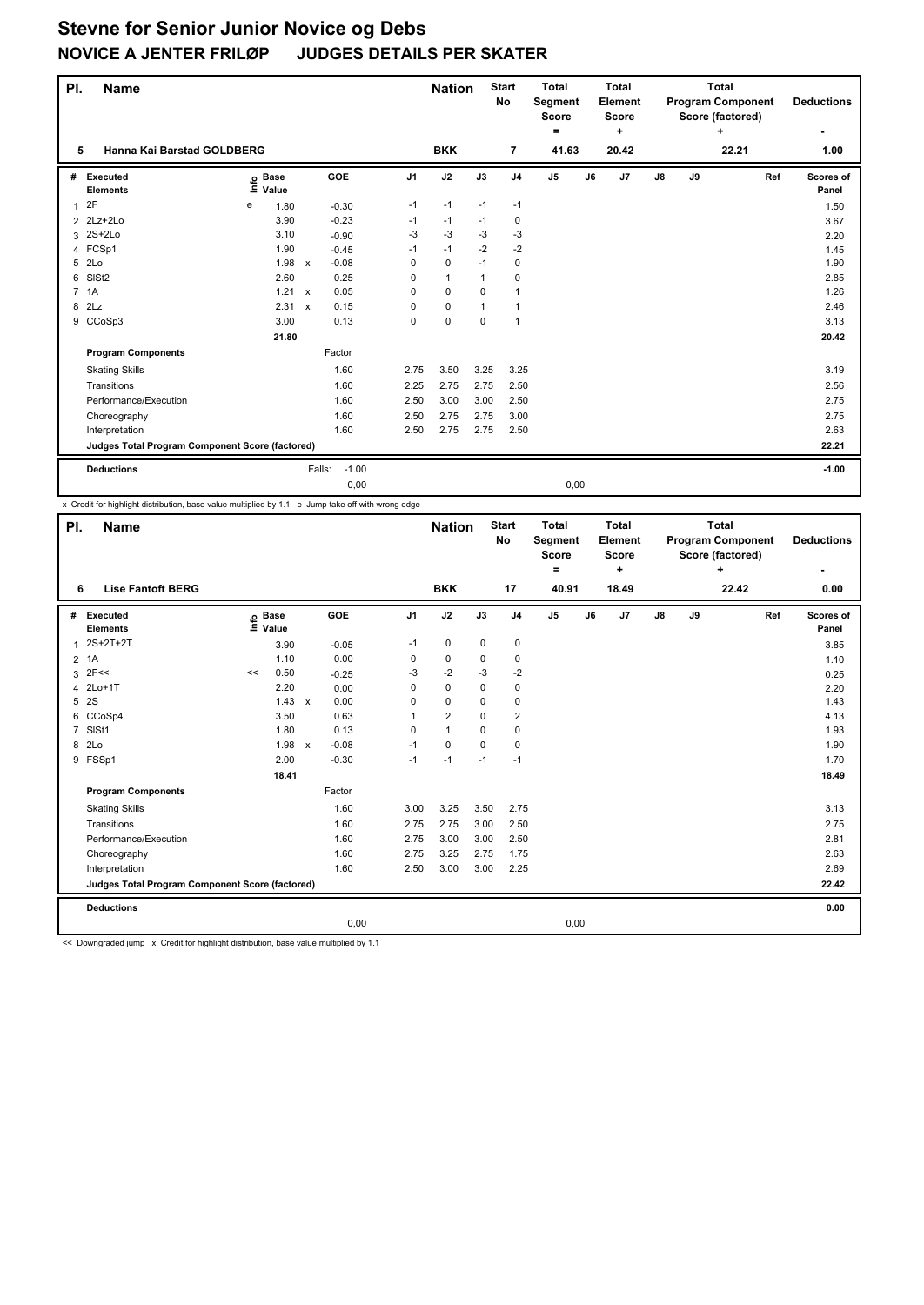# Stevne for Senior Junior Novice og Debs

## NOVICE A JENTER FRILØP JUDGES DETAILS PER SKATER

| Pl. | Name | Nation | Start No | Total Segment Score = | Total Element Score + | Total Program Component Score (factored) + | Deductions - |
|---|---|---|---|---|---|---|---|
| 5 | Hanna Kai Barstad GOLDBERG | BKK | 7 | 41.63 | 20.42 | 22.21 | 1.00 |

| # | Executed Elements | Info | Base Value | | GOE | J1 | J2 | J3 | J4 | J5 | J6 | J7 | J8 | J9 | Ref | Scores of Panel |
|---|---|---|---|---|---|---|---|---|---|---|---|---|---|---|---|---|
| 1 | 2F | e | 1.80 | | -0.30 | -1 | -1 | -1 | -1 | | | | | | | 1.50 |
| 2 | 2Lz+2Lo | | 3.90 | | -0.23 | -1 | -1 | -1 | 0 | | | | | | | 3.67 |
| 3 | 2S+2Lo | | 3.10 | | -0.90 | -3 | -3 | -3 | -3 | | | | | | | 2.20 |
| 4 | FCSp1 | | 1.90 | | -0.45 | -1 | -1 | -2 | -2 | | | | | | | 1.45 |
| 5 | 2Lo | | 1.98 | x | -0.08 | 0 | 0 | -1 | 0 | | | | | | | 1.90 |
| 6 | SlSt2 | | 2.60 | | 0.25 | 0 | 1 | 1 | 0 | | | | | | | 2.85 |
| 7 | 1A | | 1.21 | x | 0.05 | 0 | 0 | 0 | 1 | | | | | | | 1.26 |
| 8 | 2Lz | | 2.31 | x | 0.15 | 0 | 0 | 1 | 1 | | | | | | | 2.46 |
| 9 | CCoSp3 | | 3.00 | | 0.13 | 0 | 0 | 0 | 1 | | | | | | | 3.13 |
| | | | 21.80 | | | | | | | | | | | | | 20.42 |
| | **Program Components** | | | | Factor | | | | | | | | | | | |
| | Skating Skills | | | | 1.60 | 2.75 | 3.50 | 3.25 | 3.25 | | | | | | | 3.19 |
| | Transitions | | | | 1.60 | 2.25 | 2.75 | 2.75 | 2.50 | | | | | | | 2.56 |
| | Performance/Execution | | | | 1.60 | 2.50 | 3.00 | 3.00 | 2.50 | | | | | | | 2.75 |
| | Choreography | | | | 1.60 | 2.50 | 2.75 | 2.75 | 3.00 | | | | | | | 2.75 |
| | Interpretation | | | | 1.60 | 2.50 | 2.75 | 2.75 | 2.50 | | | | | | | 2.63 |
| | **Judges Total Program Component Score (factored)** | | | | | | | | | | | | | | | 22.21 |
| | **Deductions** | | | Falls: | -1.00 | | | | | | | | | | | -1.00 |
| | | | | | 0,00 | | | | | 0,00 | | | | | | |

x Credit for highlight distribution, base value multiplied by 1.1 e Jump take off with wrong edge

| Pl. | Name | Nation | Start No | Total Segment Score = | Total Element Score + | Total Program Component Score (factored) + | Deductions - |
|---|---|---|---|---|---|---|---|
| 6 | Lise Fantoft BERG | BKK | 17 | 40.91 | 18.49 | 22.42 | 0.00 |

| # | Executed Elements | Info | Base Value | | GOE | J1 | J2 | J3 | J4 | J5 | J6 | J7 | J8 | J9 | Ref | Scores of Panel |
|---|---|---|---|---|---|---|---|---|---|---|---|---|---|---|---|---|
| 1 | 2S+2T+2T | | 3.90 | | -0.05 | -1 | 0 | 0 | 0 | | | | | | | 3.85 |
| 2 | 1A | | 1.10 | | 0.00 | 0 | 0 | 0 | 0 | | | | | | | 1.10 |
| 3 | 2F<< | << | 0.50 | | -0.25 | -3 | -2 | -3 | -2 | | | | | | | 0.25 |
| 4 | 2Lo+1T | | 2.20 | | 0.00 | 0 | 0 | 0 | 0 | | | | | | | 2.20 |
| 5 | 2S | | 1.43 | x | 0.00 | 0 | 0 | 0 | 0 | | | | | | | 1.43 |
| 6 | CCoSp4 | | 3.50 | | 0.63 | 1 | 2 | 0 | 2 | | | | | | | 4.13 |
| 7 | SlSt1 | | 1.80 | | 0.13 | 0 | 1 | 0 | 0 | | | | | | | 1.93 |
| 8 | 2Lo | | 1.98 | x | -0.08 | -1 | 0 | 0 | 0 | | | | | | | 1.90 |
| 9 | FSSp1 | | 2.00 | | -0.30 | -1 | -1 | -1 | -1 | | | | | | | 1.70 |
| | | | 18.41 | | | | | | | | | | | | | 18.49 |
| | **Program Components** | | | | Factor | | | | | | | | | | | |
| | Skating Skills | | | | 1.60 | 3.00 | 3.25 | 3.50 | 2.75 | | | | | | | 3.13 |
| | Transitions | | | | 1.60 | 2.75 | 2.75 | 3.00 | 2.50 | | | | | | | 2.75 |
| | Performance/Execution | | | | 1.60 | 2.75 | 3.00 | 3.00 | 2.50 | | | | | | | 2.81 |
| | Choreography | | | | 1.60 | 2.75 | 3.25 | 2.75 | 1.75 | | | | | | | 2.63 |
| | Interpretation | | | | 1.60 | 2.50 | 3.00 | 3.00 | 2.25 | | | | | | | 2.69 |
| | **Judges Total Program Component Score (factored)** | | | | | | | | | | | | | | | 22.42 |
| | **Deductions** | | | | | | | | | | | | | | | 0.00 |
| | | | | | 0,00 | | | | | 0,00 | | | | | | |

<< Downgraded jump x Credit for highlight distribution, base value multiplied by 1.1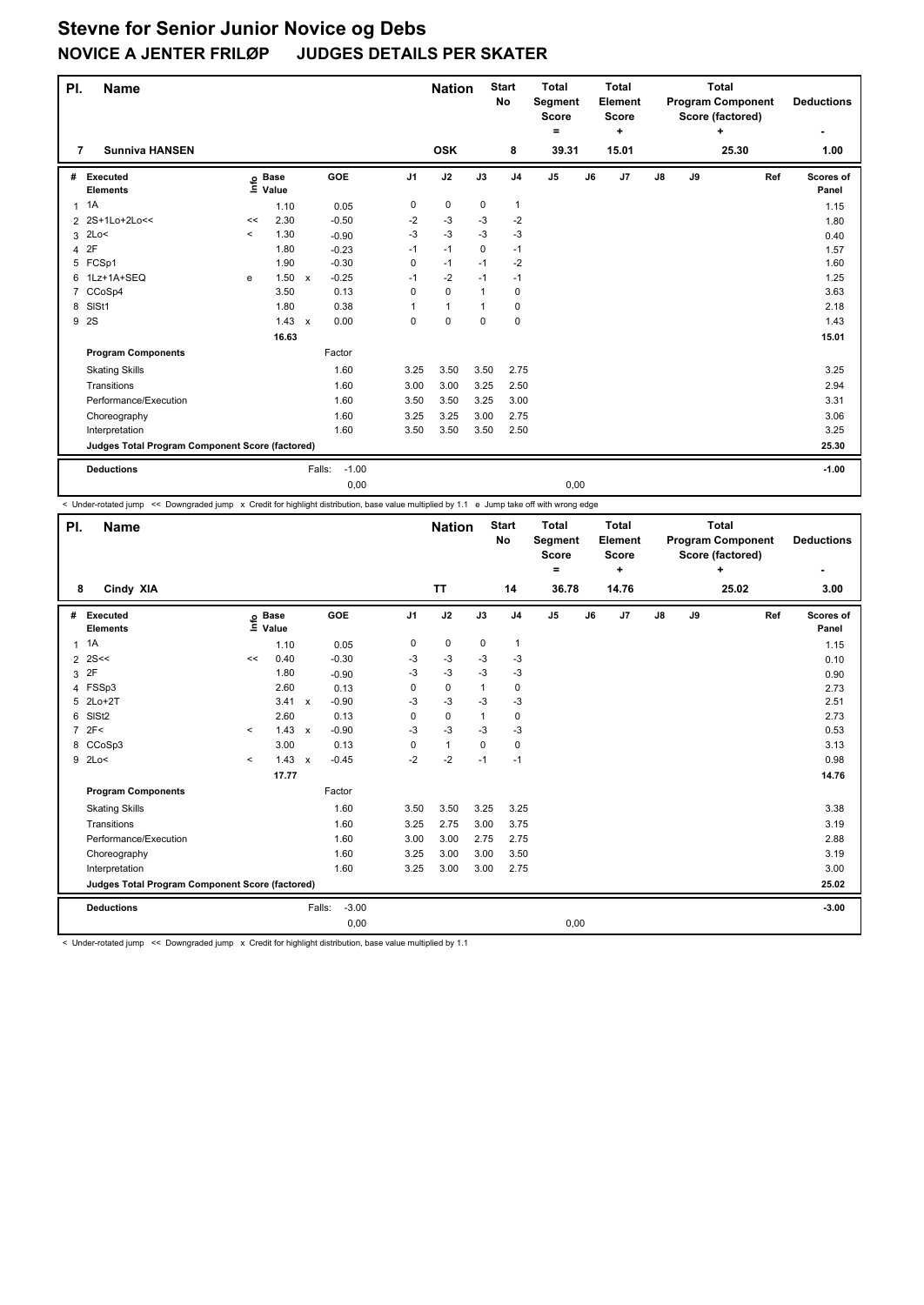# Stevne for Senior Junior Novice og Debs

## NOVICE A JENTER FRILØP JUDGES DETAILS PER SKATER

| Pl. | Name | Nation | Start No | Total Segment Score = | Total Element Score + | Total Program Component Score (factored) + | Deductions - |
|---|---|---|---|---|---|---|---|
| 7 | Sunniva HANSEN | OSK | 8 | 39.31 | 15.01 | 25.30 | 1.00 |

| # | Executed Elements | Info | Base Value | | GOE | J1 | J2 | J3 | J4 | J5 | J6 | J7 | J8 | J9 | Ref | Scores of Panel |
|---|---|---|---|---|---|---|---|---|---|---|---|---|---|---|---|---|
| 1 | 1A | | 1.10 | | 0.05 | 0 | 0 | 0 | 1 | | | | | | | 1.15 |
| 2 | 2S+1Lo+2Lo<< | << | 2.30 | | -0.50 | -2 | -3 | -3 | -2 | | | | | | | 1.80 |
| 3 | 2Lo< | < | 1.30 | | -0.90 | -3 | -3 | -3 | -3 | | | | | | | 0.40 |
| 4 | 2F | | 1.80 | | -0.23 | -1 | -1 | 0 | -1 | | | | | | | 1.57 |
| 5 | FCSp1 | | 1.90 | | -0.30 | 0 | -1 | -1 | -2 | | | | | | | 1.60 |
| 6 | 1Lz+1A+SEQ | e | 1.50 | x | -0.25 | -1 | -2 | -1 | -1 | | | | | | | 1.25 |
| 7 | CCoSp4 | | 3.50 | | 0.13 | 0 | 0 | 1 | 0 | | | | | | | 3.63 |
| 8 | SlSt1 | | 1.80 | | 0.38 | 1 | 1 | 1 | 0 | | | | | | | 2.18 |
| 9 | 2S | | 1.43 | x | 0.00 | 0 | 0 | 0 | 0 | | | | | | | 1.43 |
| | | | 16.63 | | | | | | | | | | | | | 15.01 |
| | **Program Components** | | | | Factor | | | | | | | | | | | |
| | Skating Skills | | | | 1.60 | 3.25 | 3.50 | 3.50 | 2.75 | | | | | | | 3.25 |
| | Transitions | | | | 1.60 | 3.00 | 3.00 | 3.25 | 2.50 | | | | | | | 2.94 |
| | Performance/Execution | | | | 1.60 | 3.50 | 3.50 | 3.25 | 3.00 | | | | | | | 3.31 |
| | Choreography | | | | 1.60 | 3.25 | 3.25 | 3.00 | 2.75 | | | | | | | 3.06 |
| | Interpretation | | | | 1.60 | 3.50 | 3.50 | 3.50 | 2.50 | | | | | | | 3.25 |
| | **Judges Total Program Component Score (factored)** | | | | | | | | | | | | | | | 25.30 |
| | **Deductions** | | | Falls: | -1.00 | | | | | | | | | | | -1.00 |
| | | | | | 0,00 | | | | | 0,00 | | | | | | |

< Under-rotated jump << Downgraded jump x Credit for highlight distribution, base value multiplied by 1.1 e Jump take off with wrong edge

| Pl. | Name | Nation | Start No | Total Segment Score = | Total Element Score + | Total Program Component Score (factored) + | Deductions - |
|---|---|---|---|---|---|---|---|
| 8 | Cindy XIA | TT | 14 | 36.78 | 14.76 | 25.02 | 3.00 |

| # | Executed Elements | Info | Base Value | | GOE | J1 | J2 | J3 | J4 | J5 | J6 | J7 | J8 | J9 | Ref | Scores of Panel |
|---|---|---|---|---|---|---|---|---|---|---|---|---|---|---|---|---|
| 1 | 1A | | 1.10 | | 0.05 | 0 | 0 | 0 | 1 | | | | | | | 1.15 |
| 2 | 2S<< | << | 0.40 | | -0.30 | -3 | -3 | -3 | -3 | | | | | | | 0.10 |
| 3 | 2F | | 1.80 | | -0.90 | -3 | -3 | -3 | -3 | | | | | | | 0.90 |
| 4 | FSSp3 | | 2.60 | | 0.13 | 0 | 0 | 1 | 0 | | | | | | | 2.73 |
| 5 | 2Lo+2T | | 3.41 | x | -0.90 | -3 | -3 | -3 | -3 | | | | | | | 2.51 |
| 6 | SlSt2 | | 2.60 | | 0.13 | 0 | 0 | 1 | 0 | | | | | | | 2.73 |
| 7 | 2F< | < | 1.43 | x | -0.90 | -3 | -3 | -3 | -3 | | | | | | | 0.53 |
| 8 | CCoSp3 | | 3.00 | | 0.13 | 0 | 1 | 0 | 0 | | | | | | | 3.13 |
| 9 | 2Lo< | < | 1.43 | x | -0.45 | -2 | -2 | -1 | -1 | | | | | | | 0.98 |
| | | | 17.77 | | | | | | | | | | | | | 14.76 |
| | **Program Components** | | | | Factor | | | | | | | | | | | |
| | Skating Skills | | | | 1.60 | 3.50 | 3.50 | 3.25 | 3.25 | | | | | | | 3.38 |
| | Transitions | | | | 1.60 | 3.25 | 2.75 | 3.00 | 3.75 | | | | | | | 3.19 |
| | Performance/Execution | | | | 1.60 | 3.00 | 3.00 | 2.75 | 2.75 | | | | | | | 2.88 |
| | Choreography | | | | 1.60 | 3.25 | 3.00 | 3.00 | 3.50 | | | | | | | 3.19 |
| | Interpretation | | | | 1.60 | 3.25 | 3.00 | 3.00 | 2.75 | | | | | | | 3.00 |
| | **Judges Total Program Component Score (factored)** | | | | | | | | | | | | | | | 25.02 |
| | **Deductions** | | | Falls: | -3.00 | | | | | | | | | | | -3.00 |
| | | | | | 0,00 | | | | | 0,00 | | | | | | |

< Under-rotated jump << Downgraded jump x Credit for highlight distribution, base value multiplied by 1.1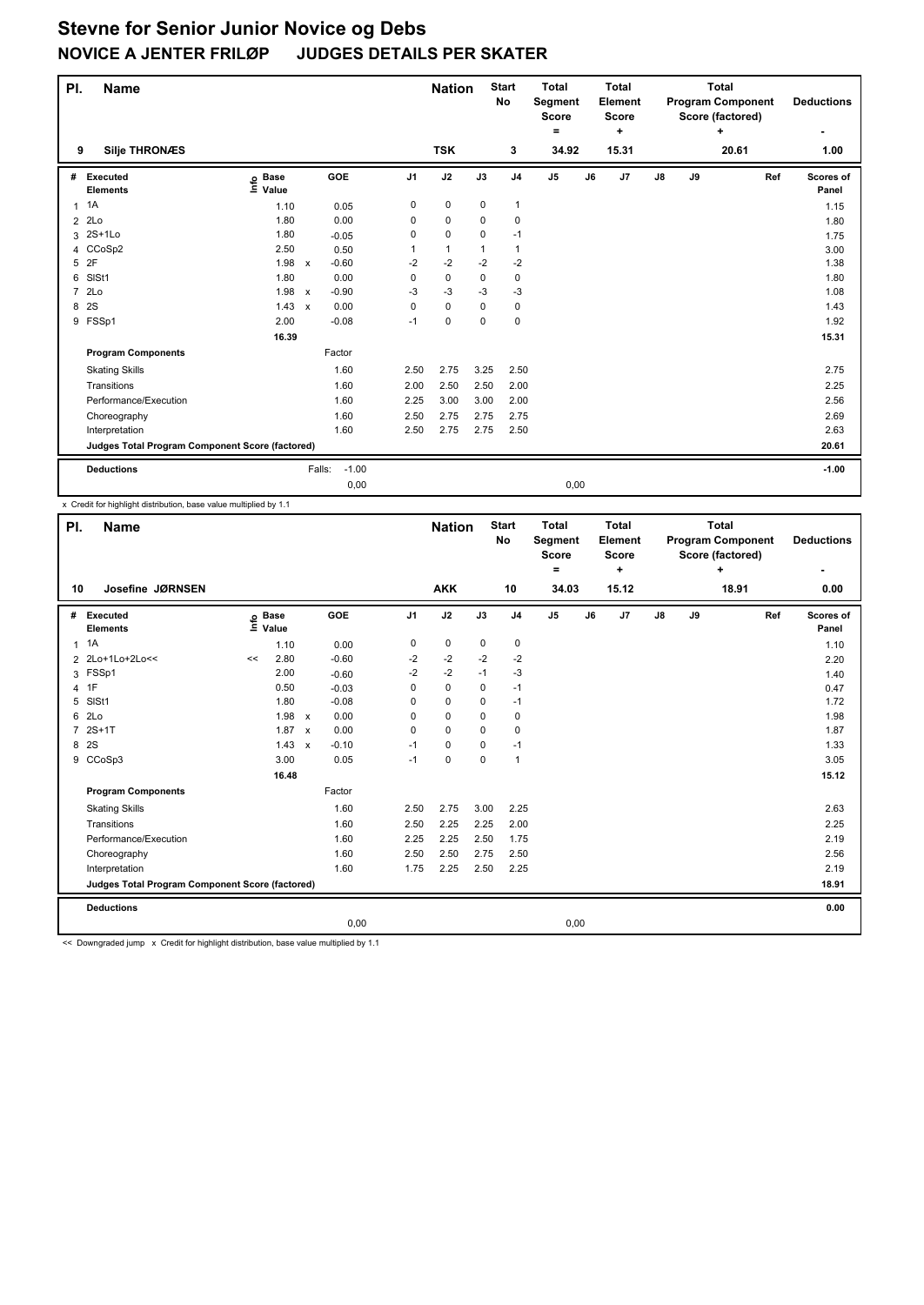# Stevne for Senior Junior Novice og Debs

## NOVICE A JENTER FRILØP JUDGES DETAILS PER SKATER

| Pl. | Name | Nation | Start No | Total Segment Score = | Total Element Score + | Total Program Component Score (factored) + | Deductions - |
|---|---|---|---|---|---|---|---|
| 9 | Silje THRONÆS | TSK | 3 | 34.92 | 15.31 | 20.61 | 1.00 |

| # | Executed Elements | Info | Base Value | | GOE | J1 | J2 | J3 | J4 | J5 | J6 | J7 | J8 | J9 | Ref | Scores of Panel |
|---|---|---|---|---|---|---|---|---|---|---|---|---|---|---|---|---|
| 1 | 1A | | 1.10 | | 0.05 | 0 | 0 | 0 | 1 | | | | | | | 1.15 |
| 2 | 2Lo | | 1.80 | | 0.00 | 0 | 0 | 0 | 0 | | | | | | | 1.80 |
| 3 | 2S+1Lo | | 1.80 | | -0.05 | 0 | 0 | 0 | -1 | | | | | | | 1.75 |
| 4 | CCoSp2 | | 2.50 | | 0.50 | 1 | 1 | 1 | 1 | | | | | | | 3.00 |
| 5 | 2F | | 1.98 | x | -0.60 | -2 | -2 | -2 | -2 | | | | | | | 1.38 |
| 6 | SlSt1 | | 1.80 | | 0.00 | 0 | 0 | 0 | 0 | | | | | | | 1.80 |
| 7 | 2Lo | | 1.98 | x | -0.90 | -3 | -3 | -3 | -3 | | | | | | | 1.08 |
| 8 | 2S | | 1.43 | x | 0.00 | 0 | 0 | 0 | 0 | | | | | | | 1.43 |
| 9 | FSSp1 | | 2.00 | | -0.08 | -1 | 0 | 0 | 0 | | | | | | | 1.92 |
| | | | 16.39 | | | | | | | | | | | | | 15.31 |
| | **Program Components** | | | | Factor | | | | | | | | | | | |
| | Skating Skills | | | | 1.60 | 2.50 | 2.75 | 3.25 | 2.50 | | | | | | | 2.75 |
| | Transitions | | | | 1.60 | 2.00 | 2.50 | 2.50 | 2.00 | | | | | | | 2.25 |
| | Performance/Execution | | | | 1.60 | 2.25 | 3.00 | 3.00 | 2.00 | | | | | | | 2.56 |
| | Choreography | | | | 1.60 | 2.50 | 2.75 | 2.75 | 2.75 | | | | | | | 2.69 |
| | Interpretation | | | | 1.60 | 2.50 | 2.75 | 2.75 | 2.50 | | | | | | | 2.63 |
| | **Judges Total Program Component Score (factored)** | | | | | | | | | | | | | | | 20.61 |
| | **Deductions** | | | Falls: | -1.00 | | | | | | | | | | | -1.00 |
| | | | | | 0,00 | | | | | 0,00 | | | | | | |

x Credit for highlight distribution, base value multiplied by 1.1

| Pl. | Name | Nation | Start No | Total Segment Score = | Total Element Score + | Total Program Component Score (factored) + | Deductions - |
|---|---|---|---|---|---|---|---|
| 10 | Josefine JØRNSEN | AKK | 10 | 34.03 | 15.12 | 18.91 | 0.00 |

| # | Executed Elements | Info | Base Value | | GOE | J1 | J2 | J3 | J4 | J5 | J6 | J7 | J8 | J9 | Ref | Scores of Panel |
|---|---|---|---|---|---|---|---|---|---|---|---|---|---|---|---|---|
| 1 | 1A | | 1.10 | | 0.00 | 0 | 0 | 0 | 0 | | | | | | | 1.10 |
| 2 | 2Lo+1Lo+2Lo<< | << | 2.80 | | -0.60 | -2 | -2 | -2 | -2 | | | | | | | 2.20 |
| 3 | FSSp1 | | 2.00 | | -0.60 | -2 | -2 | -1 | -3 | | | | | | | 1.40 |
| 4 | 1F | | 0.50 | | -0.03 | 0 | 0 | 0 | -1 | | | | | | | 0.47 |
| 5 | SlSt1 | | 1.80 | | -0.08 | 0 | 0 | 0 | -1 | | | | | | | 1.72 |
| 6 | 2Lo | | 1.98 | x | 0.00 | 0 | 0 | 0 | 0 | | | | | | | 1.98 |
| 7 | 2S+1T | | 1.87 | x | 0.00 | 0 | 0 | 0 | 0 | | | | | | | 1.87 |
| 8 | 2S | | 1.43 | x | -0.10 | -1 | 0 | 0 | -1 | | | | | | | 1.33 |
| 9 | CCoSp3 | | 3.00 | | 0.05 | -1 | 0 | 0 | 1 | | | | | | | 3.05 |
| | | | 16.48 | | | | | | | | | | | | | 15.12 |
| | **Program Components** | | | | Factor | | | | | | | | | | | |
| | Skating Skills | | | | 1.60 | 2.50 | 2.75 | 3.00 | 2.25 | | | | | | | 2.63 |
| | Transitions | | | | 1.60 | 2.50 | 2.25 | 2.25 | 2.00 | | | | | | | 2.25 |
| | Performance/Execution | | | | 1.60 | 2.25 | 2.25 | 2.50 | 1.75 | | | | | | | 2.19 |
| | Choreography | | | | 1.60 | 2.50 | 2.50 | 2.75 | 2.50 | | | | | | | 2.56 |
| | Interpretation | | | | 1.60 | 1.75 | 2.25 | 2.50 | 2.25 | | | | | | | 2.19 |
| | **Judges Total Program Component Score (factored)** | | | | | | | | | | | | | | | 18.91 |
| | **Deductions** | | | | | | | | | | | | | | | 0.00 |
| | | | | | 0,00 | | | | | 0,00 | | | | | | |

<< Downgraded jump x Credit for highlight distribution, base value multiplied by 1.1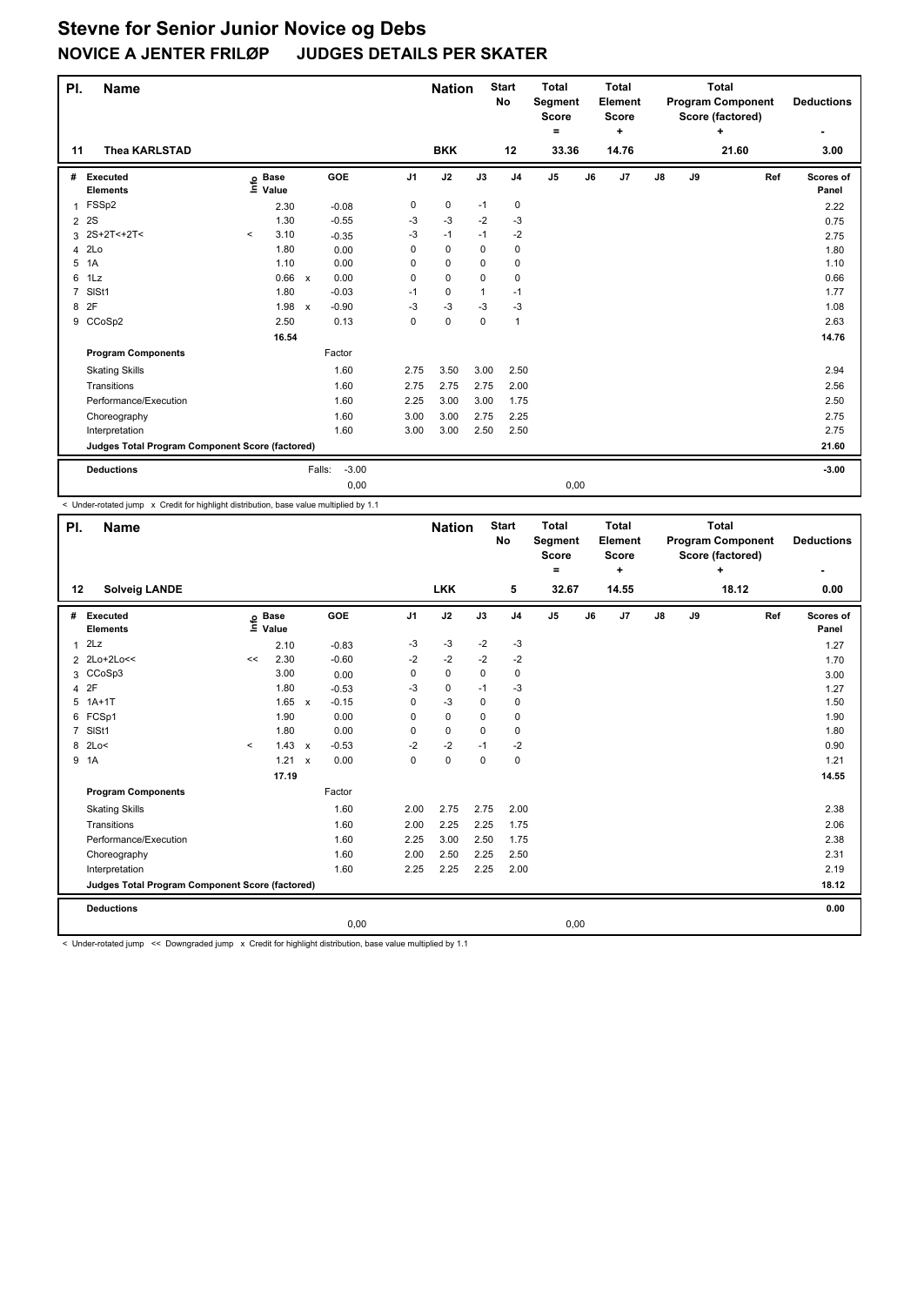# Stevne for Senior Junior Novice og Debs

## NOVICE A JENTER FRILØP JUDGES DETAILS PER SKATER

| Pl. | Name | Nation | Start No | Total Segment Score = | Total Element Score + | Total Program Component Score (factored) + | Deductions - |
|---|---|---|---|---|---|---|---|
| 11 | Thea KARLSTAD | BKK | 12 | 33.36 | 14.76 | 21.60 | 3.00 |

| # | Executed Elements | Info | Base Value | | GOE | J1 | J2 | J3 | J4 | J5 | J6 | J7 | J8 | J9 | Ref | Scores of Panel |
|---|---|---|---|---|---|---|---|---|---|---|---|---|---|---|---|---|
| 1 | FSSp2 | | 2.30 | | -0.08 | 0 | 0 | -1 | 0 | | | | | | | 2.22 |
| 2 | 2S | | 1.30 | | -0.55 | -3 | -3 | -2 | -3 | | | | | | | 0.75 |
| 3 | 2S+2T<+2T< | < | 3.10 | | -0.35 | -3 | -1 | -1 | -2 | | | | | | | 2.75 |
| 4 | 2Lo | | 1.80 | | 0.00 | 0 | 0 | 0 | 0 | | | | | | | 1.80 |
| 5 | 1A | | 1.10 | | 0.00 | 0 | 0 | 0 | 0 | | | | | | | 1.10 |
| 6 | 1Lz | | 0.66 | x | 0.00 | 0 | 0 | 0 | 0 | | | | | | | 0.66 |
| 7 | SlSt1 | | 1.80 | | -0.03 | -1 | 0 | 1 | -1 | | | | | | | 1.77 |
| 8 | 2F | | 1.98 | x | -0.90 | -3 | -3 | -3 | -3 | | | | | | | 1.08 |
| 9 | CCoSp2 | | 2.50 | | 0.13 | 0 | 0 | 0 | 1 | | | | | | | 2.63 |
| | | | 16.54 | | | | | | | | | | | | | 14.76 |

| Program Components | Factor | J1 | J2 | J3 | J4 | J5 | J6 | J7 | J8 | J9 | Scores of Panel |
|---|---|---|---|---|---|---|---|---|---|---|---|
| Skating Skills | 1.60 | 2.75 | 3.50 | 3.00 | 2.50 | | | | | | 2.94 |
| Transitions | 1.60 | 2.75 | 2.75 | 2.75 | 2.00 | | | | | | 2.56 |
| Performance/Execution | 1.60 | 2.25 | 3.00 | 3.00 | 1.75 | | | | | | 2.50 |
| Choreography | 1.60 | 3.00 | 3.00 | 2.75 | 2.25 | | | | | | 2.75 |
| Interpretation | 1.60 | 3.00 | 3.00 | 2.50 | 2.50 | | | | | | 2.75 |
| Judges Total Program Component Score (factored) | | | | | | | | | | | 21.60 |

| Deductions | | | |
|---|---|---|---|
| | Falls: -3.00 | | -3.00 |
| | 0,00 | 0,00 | |

< Under-rotated jump x Credit for highlight distribution, base value multiplied by 1.1

| Pl. | Name | Nation | Start No | Total Segment Score = | Total Element Score + | Total Program Component Score (factored) + | Deductions - |
|---|---|---|---|---|---|---|---|
| 12 | Solveig LANDE | LKK | 5 | 32.67 | 14.55 | 18.12 | 0.00 |

| # | Executed Elements | Info | Base Value | | GOE | J1 | J2 | J3 | J4 | J5 | J6 | J7 | J8 | J9 | Ref | Scores of Panel |
|---|---|---|---|---|---|---|---|---|---|---|---|---|---|---|---|---|
| 1 | 2Lz | | 2.10 | | -0.83 | -3 | -3 | -2 | -3 | | | | | | | 1.27 |
| 2 | 2Lo+2Lo<< | << | 2.30 | | -0.60 | -2 | -2 | -2 | -2 | | | | | | | 1.70 |
| 3 | CCoSp3 | | 3.00 | | 0.00 | 0 | 0 | 0 | 0 | | | | | | | 3.00 |
| 4 | 2F | | 1.80 | | -0.53 | -3 | 0 | -1 | -3 | | | | | | | 1.27 |
| 5 | 1A+1T | | 1.65 | x | -0.15 | 0 | -3 | 0 | 0 | | | | | | | 1.50 |
| 6 | FCSp1 | | 1.90 | | 0.00 | 0 | 0 | 0 | 0 | | | | | | | 1.90 |
| 7 | SlSt1 | | 1.80 | | 0.00 | 0 | 0 | 0 | 0 | | | | | | | 1.80 |
| 8 | 2Lo< | < | 1.43 | x | -0.53 | -2 | -2 | -1 | -2 | | | | | | | 0.90 |
| 9 | 1A | | 1.21 | x | 0.00 | 0 | 0 | 0 | 0 | | | | | | | 1.21 |
| | | | 17.19 | | | | | | | | | | | | | 14.55 |

| Program Components | Factor | J1 | J2 | J3 | J4 | J5 | J6 | J7 | J8 | J9 | Scores of Panel |
|---|---|---|---|---|---|---|---|---|---|---|---|
| Skating Skills | 1.60 | 2.00 | 2.75 | 2.75 | 2.00 | | | | | | 2.38 |
| Transitions | 1.60 | 2.00 | 2.25 | 2.25 | 1.75 | | | | | | 2.06 |
| Performance/Execution | 1.60 | 2.25 | 3.00 | 2.50 | 1.75 | | | | | | 2.38 |
| Choreography | 1.60 | 2.00 | 2.50 | 2.25 | 2.50 | | | | | | 2.31 |
| Interpretation | 1.60 | 2.25 | 2.25 | 2.25 | 2.00 | | | | | | 2.19 |
| Judges Total Program Component Score (factored) | | | | | | | | | | | 18.12 |

| Deductions | | | |
|---|---|---|---|
| | | | 0.00 |
| | 0,00 | 0,00 | |

< Under-rotated jump << Downgraded jump x Credit for highlight distribution, base value multiplied by 1.1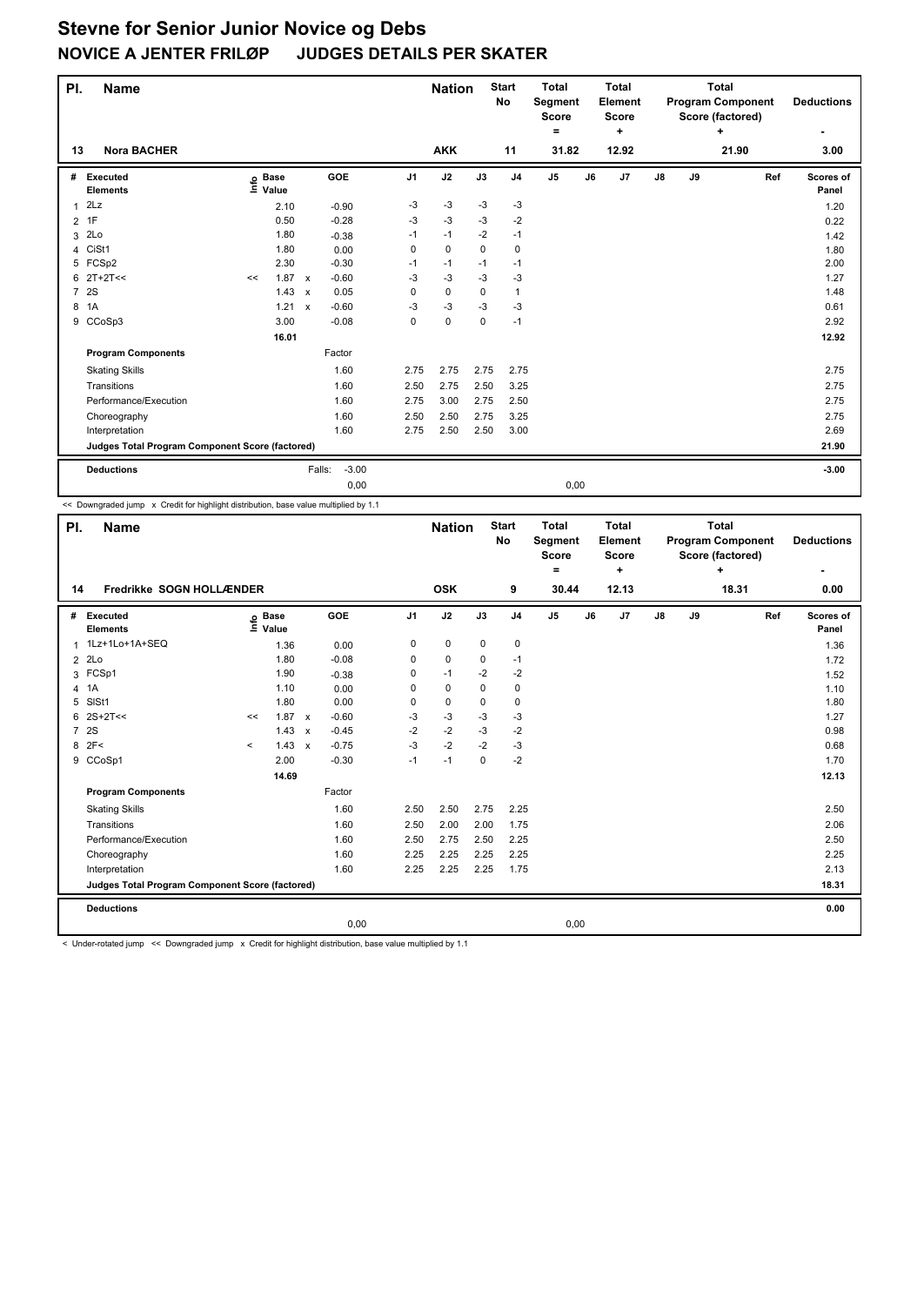# Stevne for Senior Junior Novice og Debs

## NOVICE A JENTER FRILØP JUDGES DETAILS PER SKATER

| Pl. | Name | Nation | Start No | Total Segment Score = | Total Element Score + | Total Program Component Score (factored) + | Deductions - |
|---|---|---|---|---|---|---|---|
| 13 | Nora BACHER | AKK | 11 | 31.82 | 12.92 | 21.90 | 3.00 |

| # | Executed Elements | Info | Base Value | | GOE | J1 | J2 | J3 | J4 | J5 | J6 | J7 | J8 | J9 | Ref | Scores of Panel |
|---|---|---|---|---|---|---|---|---|---|---|---|---|---|---|---|---|
| 1 | 2Lz | | 2.10 | | -0.90 | -3 | -3 | -3 | -3 | | | | | | | 1.20 |
| 2 | 1F | | 0.50 | | -0.28 | -3 | -3 | -3 | -2 | | | | | | | 0.22 |
| 3 | 2Lo | | 1.80 | | -0.38 | -1 | -1 | -2 | -1 | | | | | | | 1.42 |
| 4 | CiSt1 | | 1.80 | | 0.00 | 0 | 0 | 0 | 0 | | | | | | | 1.80 |
| 5 | FCSp2 | | 2.30 | | -0.30 | -1 | -1 | -1 | -1 | | | | | | | 2.00 |
| 6 | 2T+2T<< | << | 1.87 | x | -0.60 | -3 | -3 | -3 | -3 | | | | | | | 1.27 |
| 7 | 2S | | 1.43 | x | 0.05 | 0 | 0 | 0 | 1 | | | | | | | 1.48 |
| 8 | 1A | | 1.21 | x | -0.60 | -3 | -3 | -3 | -3 | | | | | | | 0.61 |
| 9 | CCoSp3 | | 3.00 | | -0.08 | 0 | 0 | 0 | -1 | | | | | | | 2.92 |
| | | | 16.01 | | | | | | | | | | | | | 12.92 |
| | **Program Components** | | | | Factor | | | | | | | | | | | |
| | Skating Skills | | | | 1.60 | 2.75 | 2.75 | 2.75 | 2.75 | | | | | | | 2.75 |
| | Transitions | | | | 1.60 | 2.50 | 2.75 | 2.50 | 3.25 | | | | | | | 2.75 |
| | Performance/Execution | | | | 1.60 | 2.75 | 3.00 | 2.75 | 2.50 | | | | | | | 2.75 |
| | Choreography | | | | 1.60 | 2.50 | 2.50 | 2.75 | 3.25 | | | | | | | 2.75 |
| | Interpretation | | | | 1.60 | 2.75 | 2.50 | 2.50 | 3.00 | | | | | | | 2.69 |
| | **Judges Total Program Component Score (factored)** | | | | | | | | | | | | | | | 21.90 |
| | **Deductions** | | | Falls: | -3.00 | | | | | | | | | | | -3.00 |
| | | | | | 0,00 | | | | | 0,00 | | | | | | |

<< Downgraded jump x Credit for highlight distribution, base value multiplied by 1.1

| Pl. | Name | Nation | Start No | Total Segment Score = | Total Element Score + | Total Program Component Score (factored) + | Deductions - |
|---|---|---|---|---|---|---|---|
| 14 | Fredrikke SOGN HOLLÆNDER | OSK | 9 | 30.44 | 12.13 | 18.31 | 0.00 |

| # | Executed Elements | Info | Base Value | | GOE | J1 | J2 | J3 | J4 | J5 | J6 | J7 | J8 | J9 | Ref | Scores of Panel |
|---|---|---|---|---|---|---|---|---|---|---|---|---|---|---|---|---|
| 1 | 1Lz+1Lo+1A+SEQ | | 1.36 | | 0.00 | 0 | 0 | 0 | 0 | | | | | | | 1.36 |
| 2 | 2Lo | | 1.80 | | -0.08 | 0 | 0 | 0 | -1 | | | | | | | 1.72 |
| 3 | FCSp1 | | 1.90 | | -0.38 | 0 | -1 | -2 | -2 | | | | | | | 1.52 |
| 4 | 1A | | 1.10 | | 0.00 | 0 | 0 | 0 | 0 | | | | | | | 1.10 |
| 5 | SlSt1 | | 1.80 | | 0.00 | 0 | 0 | 0 | 0 | | | | | | | 1.80 |
| 6 | 2S+2T<< | << | 1.87 | x | -0.60 | -3 | -3 | -3 | -3 | | | | | | | 1.27 |
| 7 | 2S | | 1.43 | x | -0.45 | -2 | -2 | -3 | -2 | | | | | | | 0.98 |
| 8 | 2F< | < | 1.43 | x | -0.75 | -3 | -2 | -2 | -3 | | | | | | | 0.68 |
| 9 | CCoSp1 | | 2.00 | | -0.30 | -1 | -1 | 0 | -2 | | | | | | | 1.70 |
| | | | 14.69 | | | | | | | | | | | | | 12.13 |
| | **Program Components** | | | | Factor | | | | | | | | | | | |
| | Skating Skills | | | | 1.60 | 2.50 | 2.50 | 2.75 | 2.25 | | | | | | | 2.50 |
| | Transitions | | | | 1.60 | 2.50 | 2.00 | 2.00 | 1.75 | | | | | | | 2.06 |
| | Performance/Execution | | | | 1.60 | 2.50 | 2.75 | 2.50 | 2.25 | | | | | | | 2.50 |
| | Choreography | | | | 1.60 | 2.25 | 2.25 | 2.25 | 2.25 | | | | | | | 2.25 |
| | Interpretation | | | | 1.60 | 2.25 | 2.25 | 2.25 | 1.75 | | | | | | | 2.13 |
| | **Judges Total Program Component Score (factored)** | | | | | | | | | | | | | | | 18.31 |
| | **Deductions** | | | | | | | | | | | | | | | 0.00 |
| | | | | | 0,00 | | | | | 0,00 | | | | | | |

< Under-rotated jump << Downgraded jump x Credit for highlight distribution, base value multiplied by 1.1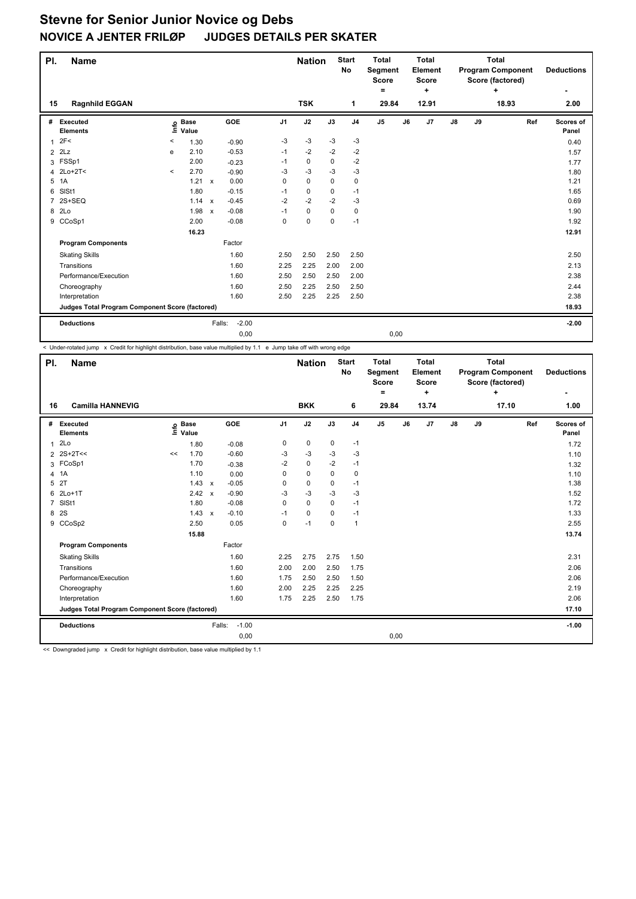# Stevne for Senior Junior Novice og Debs

## NOVICE A JENTER FRILØP JUDGES DETAILS PER SKATER

| Pl. | Name | Nation | Start No | Total Segment Score = | Total Element Score + | Total Program Component Score (factored) + | Deductions - |
|---|---|---|---|---|---|---|---|
| 15 | Ragnhild EGGAN | TSK | 1 | 29.84 | 12.91 | 18.93 | 2.00 |

| # | Executed Elements | Info | Base Value | | GOE | J1 | J2 | J3 | J4 | J5 | J6 | J7 | J8 | J9 | Ref | Scores of Panel |
|---|---|---|---|---|---|---|---|---|---|---|---|---|---|---|---|---|
| 1 | 2F< | < | 1.30 | | -0.90 | -3 | -3 | -3 | -3 | | | | | | | 0.40 |
| 2 | 2Lz | e | 2.10 | | -0.53 | -1 | -2 | -2 | -2 | | | | | | | 1.57 |
| 3 | FSSp1 | | 2.00 | | -0.23 | -1 | 0 | 0 | -2 | | | | | | | 1.77 |
| 4 | 2Lo+2T< | < | 2.70 | | -0.90 | -3 | -3 | -3 | -3 | | | | | | | 1.80 |
| 5 | 1A | | 1.21 | x | 0.00 | 0 | 0 | 0 | 0 | | | | | | | 1.21 |
| 6 | SlSt1 | | 1.80 | | -0.15 | -1 | 0 | 0 | -1 | | | | | | | 1.65 |
| 7 | 2S+SEQ | | 1.14 | x | -0.45 | -2 | -2 | -2 | -3 | | | | | | | 0.69 |
| 8 | 2Lo | | 1.98 | x | -0.08 | -1 | 0 | 0 | 0 | | | | | | | 1.90 |
| 9 | CCoSp1 | | 2.00 | | -0.08 | 0 | 0 | 0 | -1 | | | | | | | 1.92 |
| | | | 16.23 | | | | | | | | | | | | | 12.91 |
| | **Program Components** | | | | Factor | | | | | | | | | | | |
| | Skating Skills | | | | 1.60 | 2.50 | 2.50 | 2.50 | 2.50 | | | | | | | 2.50 |
| | Transitions | | | | 1.60 | 2.25 | 2.25 | 2.00 | 2.00 | | | | | | | 2.13 |
| | Performance/Execution | | | | 1.60 | 2.50 | 2.50 | 2.50 | 2.00 | | | | | | | 2.38 |
| | Choreography | | | | 1.60 | 2.50 | 2.25 | 2.50 | 2.50 | | | | | | | 2.44 |
| | Interpretation | | | | 1.60 | 2.50 | 2.25 | 2.25 | 2.50 | | | | | | | 2.38 |
| | **Judges Total Program Component Score (factored)** | | | | | | | | | | | | | | | 18.93 |
| | **Deductions** | | | Falls: | -2.00 | | | | | | | | | | | -2.00 |
| | | | | | 0,00 | | | | | 0,00 | | | | | | |

< Under-rotated jump x Credit for highlight distribution, base value multiplied by 1.1 e Jump take off with wrong edge

| Pl. | Name | Nation | Start No | Total Segment Score = | Total Element Score + | Total Program Component Score (factored) + | Deductions - |
|---|---|---|---|---|---|---|---|
| 16 | Camilla HANNEVIG | BKK | 6 | 29.84 | 13.74 | 17.10 | 1.00 |

| # | Executed Elements | Info | Base Value | | GOE | J1 | J2 | J3 | J4 | J5 | J6 | J7 | J8 | J9 | Ref | Scores of Panel |
|---|---|---|---|---|---|---|---|---|---|---|---|---|---|---|---|---|
| 1 | 2Lo | | 1.80 | | -0.08 | 0 | 0 | 0 | -1 | | | | | | | 1.72 |
| 2 | 2S+2T<< | << | 1.70 | | -0.60 | -3 | -3 | -3 | -3 | | | | | | | 1.10 |
| 3 | FCoSp1 | | 1.70 | | -0.38 | -2 | 0 | -2 | -1 | | | | | | | 1.32 |
| 4 | 1A | | 1.10 | | 0.00 | 0 | 0 | 0 | 0 | | | | | | | 1.10 |
| 5 | 2T | | 1.43 | x | -0.05 | 0 | 0 | 0 | -1 | | | | | | | 1.38 |
| 6 | 2Lo+1T | | 2.42 | x | -0.90 | -3 | -3 | -3 | -3 | | | | | | | 1.52 |
| 7 | SlSt1 | | 1.80 | | -0.08 | 0 | 0 | 0 | -1 | | | | | | | 1.72 |
| 8 | 2S | | 1.43 | x | -0.10 | -1 | 0 | 0 | -1 | | | | | | | 1.33 |
| 9 | CCoSp2 | | 2.50 | | 0.05 | 0 | -1 | 0 | 1 | | | | | | | 2.55 |
| | | | 15.88 | | | | | | | | | | | | | 13.74 |
| | **Program Components** | | | | Factor | | | | | | | | | | | |
| | Skating Skills | | | | 1.60 | 2.25 | 2.75 | 2.75 | 1.50 | | | | | | | 2.31 |
| | Transitions | | | | 1.60 | 2.00 | 2.00 | 2.50 | 1.75 | | | | | | | 2.06 |
| | Performance/Execution | | | | 1.60 | 1.75 | 2.50 | 2.50 | 1.50 | | | | | | | 2.06 |
| | Choreography | | | | 1.60 | 2.00 | 2.25 | 2.25 | 2.25 | | | | | | | 2.19 |
| | Interpretation | | | | 1.60 | 1.75 | 2.25 | 2.50 | 1.75 | | | | | | | 2.06 |
| | **Judges Total Program Component Score (factored)** | | | | | | | | | | | | | | | 17.10 |
| | **Deductions** | | | Falls: | -1.00 | | | | | | | | | | | -1.00 |
| | | | | | 0,00 | | | | | 0,00 | | | | | | |

<< Downgraded jump x Credit for highlight distribution, base value multiplied by 1.1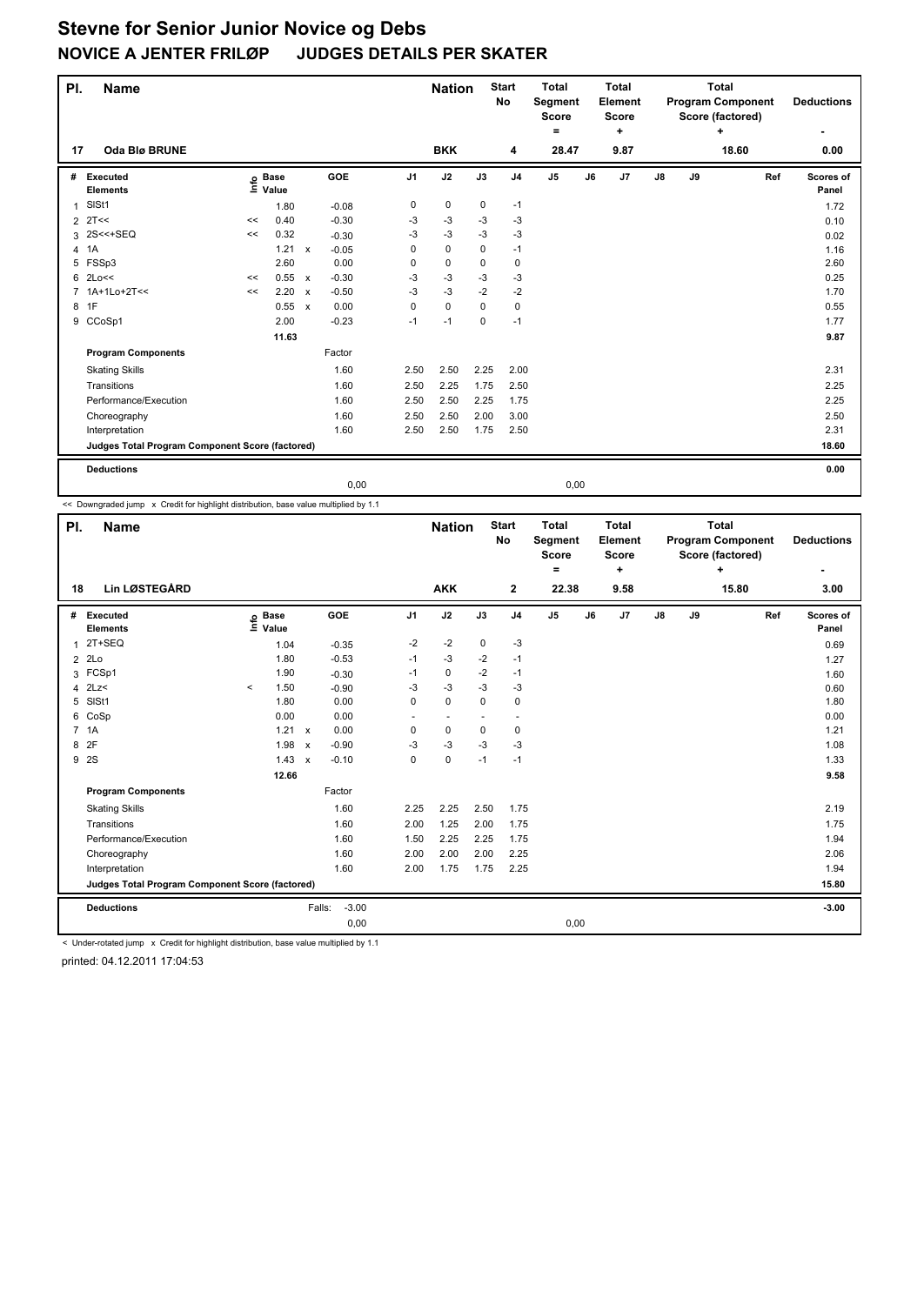# Stevne for Senior Junior Novice og Debs

## NOVICE A JENTER FRILØP JUDGES DETAILS PER SKATER

| Pl. | Name | Nation | Start No | Total Segment Score = | Total Element Score + | Total Program Component Score (factored) + | Deductions - |
|---|---|---|---|---|---|---|---|
| 17 | Oda Blø BRUNE | BKK | 4 | 28.47 | 9.87 | 18.60 | 0.00 |

| # | Executed Elements | Info | Base Value | | GOE | J1 | J2 | J3 | J4 | J5 | J6 | J7 | J8 | J9 | Ref | Scores of Panel |
|---|---|---|---|---|---|---|---|---|---|---|---|---|---|---|---|---|
| 1 | SlSt1 | | 1.80 | | -0.08 | 0 | 0 | 0 | -1 | | | | | | | 1.72 |
| 2 | 2T<< | << | 0.40 | | -0.30 | -3 | -3 | -3 | -3 | | | | | | | 0.10 |
| 3 | 2S<<+SEQ | << | 0.32 | | -0.30 | -3 | -3 | -3 | -3 | | | | | | | 0.02 |
| 4 | 1A | | 1.21 | x | -0.05 | 0 | 0 | 0 | -1 | | | | | | | 1.16 |
| 5 | FSSp3 | | 2.60 | | 0.00 | 0 | 0 | 0 | 0 | | | | | | | 2.60 |
| 6 | 2Lo<< | << | 0.55 | x | -0.30 | -3 | -3 | -3 | -3 | | | | | | | 0.25 |
| 7 | 1A+1Lo+2T<< | << | 2.20 | x | -0.50 | -3 | -3 | -2 | -2 | | | | | | | 1.70 |
| 8 | 1F | | 0.55 | x | 0.00 | 0 | 0 | 0 | 0 | | | | | | | 0.55 |
| 9 | CCoSp1 | | 2.00 | | -0.23 | -1 | -1 | 0 | -1 | | | | | | | 1.77 |
| | | | 11.63 | | | | | | | | | | | | | 9.87 |

| Program Components | Factor | J1 | J2 | J3 | J4 | Scores of Panel |
|---|---|---|---|---|---|---|
| Skating Skills | 1.60 | 2.50 | 2.50 | 2.25 | 2.00 | 2.31 |
| Transitions | 1.60 | 2.50 | 2.25 | 1.75 | 2.50 | 2.25 |
| Performance/Execution | 1.60 | 2.50 | 2.50 | 2.25 | 1.75 | 2.25 |
| Choreography | 1.60 | 2.50 | 2.50 | 2.00 | 3.00 | 2.50 |
| Interpretation | 1.60 | 2.50 | 2.50 | 1.75 | 2.50 | 2.31 |
| Judges Total Program Component Score (factored) | | | | | | 18.60 |

| Deductions | | | 0.00 |
|---|---|---|---|
| | 0,00 | 0,00 | |

<< Downgraded jump x Credit for highlight distribution, base value multiplied by 1.1

| Pl. | Name | Nation | Start No | Total Segment Score = | Total Element Score + | Total Program Component Score (factored) + | Deductions - |
|---|---|---|---|---|---|---|---|
| 18 | Lin LØSTEGÅRD | AKK | 2 | 22.38 | 9.58 | 15.80 | 3.00 |

| # | Executed Elements | Info | Base Value | | GOE | J1 | J2 | J3 | J4 | J5 | J6 | J7 | J8 | J9 | Ref | Scores of Panel |
|---|---|---|---|---|---|---|---|---|---|---|---|---|---|---|---|---|
| 1 | 2T+SEQ | | 1.04 | | -0.35 | -2 | -2 | 0 | -3 | | | | | | | 0.69 |
| 2 | 2Lo | | 1.80 | | -0.53 | -1 | -3 | -2 | -1 | | | | | | | 1.27 |
| 3 | FCSp1 | | 1.90 | | -0.30 | -1 | 0 | -2 | -1 | | | | | | | 1.60 |
| 4 | 2Lz< | < | 1.50 | | -0.90 | -3 | -3 | -3 | -3 | | | | | | | 0.60 |
| 5 | SlSt1 | | 1.80 | | 0.00 | 0 | 0 | 0 | 0 | | | | | | | 1.80 |
| 6 | CoSp | | 0.00 | | 0.00 | - | - | - | - | | | | | | | 0.00 |
| 7 | 1A | | 1.21 | x | 0.00 | 0 | 0 | 0 | 0 | | | | | | | 1.21 |
| 8 | 2F | | 1.98 | x | -0.90 | -3 | -3 | -3 | -3 | | | | | | | 1.08 |
| 9 | 2S | | 1.43 | x | -0.10 | 0 | 0 | -1 | -1 | | | | | | | 1.33 |
| | | | 12.66 | | | | | | | | | | | | | 9.58 |

| Program Components | Factor | J1 | J2 | J3 | J4 | Scores of Panel |
|---|---|---|---|---|---|---|
| Skating Skills | 1.60 | 2.25 | 2.25 | 2.50 | 1.75 | 2.19 |
| Transitions | 1.60 | 2.00 | 1.25 | 2.00 | 1.75 | 1.75 |
| Performance/Execution | 1.60 | 1.50 | 2.25 | 2.25 | 1.75 | 1.94 |
| Choreography | 1.60 | 2.00 | 2.00 | 2.00 | 2.25 | 2.06 |
| Interpretation | 1.60 | 2.00 | 1.75 | 1.75 | 2.25 | 1.94 |
| Judges Total Program Component Score (factored) | | | | | | 15.80 |

| Deductions | Falls: -3.00 | | -3.00 |
|---|---|---|---|
| | 0,00 | 0,00 | |

< Under-rotated jump x Credit for highlight distribution, base value multiplied by 1.1

printed: 04.12.2011 17:04:53